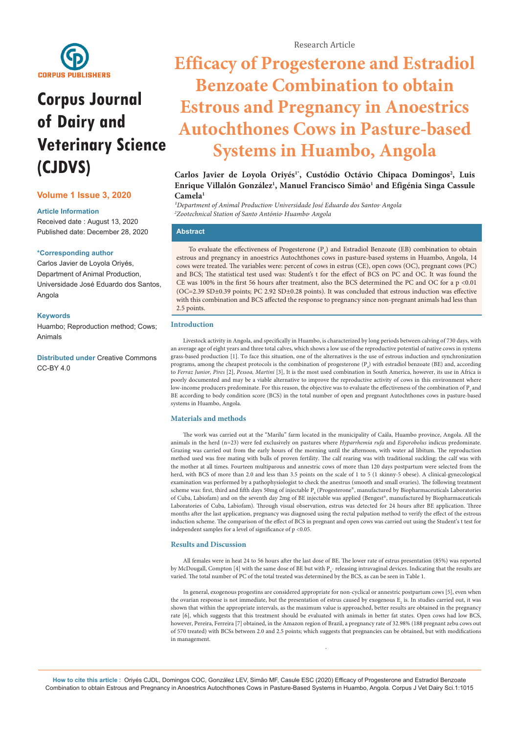Research Article

# Efficacy of Progesterone and Estradiol Benzoate Combination to obtain Estrous and Pregnancy in Anoestrics Autochthones Cows in Pasture-based Systems in Huambo, Angola

**Carlos Javier de Loyola Oriyés[1*], Custódio Octávio Chipaca Domingos[2], Luis Enrique Villalón González[1], Manuel Francisco Simão[1] and Efigénia Singa Cassule Camela[1]**

*[1]Department of Animal Production, Universidade José Eduardo dos Santos, Angola*
*[2]Zootechnical Station of Santo António, Huambo, Angola*

**Corpus Journal of Dairy and Veterinary Science (CJDVS)**

**Volume 1 Issue 3, 2020**

**Article Information**

Received date : August 13, 2020
Published date: December 28, 2020

**\*Corresponding author**

Carlos Javier de Loyola Oriyés, Department of Animal Production, Universidade José Eduardo dos Santos, Angola

**Keywords**

Huambo; Reproduction method; Cows; Animals

**Distributed under** Creative Commons CC-BY 4.0

## Abstract

To evaluate the effectiveness of Progesterone ($P_4$) and Estradiol Benzoate (EB) combination to obtain estrous and pregnancy in anoestrics Autochthones cows in pasture-based systems in Huambo, Angola, 14 cows were treated. The variables were: percent of cows in estrus (CE), open cows (OC), pregnant cows (PC) and BCS; The statistical test used was: Student's t for the effect of BCS on PC and OC. It was found the CE was 100% in the first 56 hours after treatment, also the BCS determined the PC and OC for a $p<0.01$ (OC=2.39 SD±0.39 points; PC 2.92 SD±0.28 points). It was concluded that estrous induction was effective with this combination and BCS affected the response to pregnancy since non-pregnant animals had less than 2.5 points.

## Introduction

Livestock activity in Angola, and specifically in Huambo, is characterized by long periods between calving of 730 days, with an average age of eight years and three total calves, which shows a low use of the reproductive potential of native cows in systems grass-based production [1]. To face this situation, one of the alternatives is the use of estrous induction and synchronization programs, among the cheapest protocols is the combination of progesterone ($P_4$) with estradiol benzoate (BE) and, according to *Ferraz Junior, Pires* [2], *Pessoa, Martini* [3], It is the most used combination in South America, however, its use in Africa is poorly documented and may be a viable alternative to improve the reproductive activity of cows in this environment where low-income producers predominate. For this reason, the objective was to evaluate the effectiveness of the combination of $P_4$ and BE according to body condition score (BCS) in the total number of open and pregnant Autochthones cows in pasture-based systems in Huambo, Angola.

## Materials and methods

The work was carried out at the "Marilu" farm located in the municipality of Caála, Huambo province, Angola. All the animals in the herd (n=23) were fed exclusively on pastures where *Hyparrhemia rufa* and *Esporobolus* indicus predominate. Grazing was carried out from the early hours of the morning until the afternoon, with water ad libitum. The reproduction method used was free mating with bulls of proven fertility. The calf rearing was with traditional suckling; the calf was with the mother at all times. Fourteen multiparous and annestric cows of more than 120 days postpartum were selected from the herd, with BCS of more than 2.0 and less than 3.5 points on the scale of 1 to 5 (1 skinny-5 obese). A clinical-gynecological examination was performed by a pathophysiologist to check the anestrus (smooth and small ovaries). The following treatment scheme was: first, third and fifth days 50mg of injectable $P_4$ (Progesterone®, manufactured by Biopharmaceuticals Laboratories of Cuba, Labiofam) and on the seventh day 2mg of BE injectable was applied (Bengest®, manufactured by Biopharmaceuticals Laboratories of Cuba, Labiofam). Through visual observation, estrus was detected for 24 hours after BE application. Three months after the last application, pregnancy was diagnosed using the rectal palpation method to verify the effect of the estrous induction scheme. The comparison of the effect of BCS in pregnant and open cows was carried out using the Student's t test for independent samples for a level of significance of $p<0.05$.

## Results and Discussion

All females were in heat 24 to 56 hours after the last dose of BE. The lower rate of estrus presentation (85%) was reported by McDougall, Compton [4] with the same dose of BE but with $P_4$- releasing intravaginal devices. Indicating that the results are varied. The total number of PC of the total treated was determined by the BCS, as can be seen in Table 1.

In general, exogenous progestins are considered appropriate for non-cyclical or annestric postpartum cows [5], even when the ovarian response is not immediate, but the presentation of estrus caused by exogenous $E_2$ is. In studies carried out, it was shown that within the appropriate intervals, as the maximum value is approached, better results are obtained in the pregnancy rate [6], which suggests that this treatment should be evaluated with animals in better fat states. Open cows had low BCS, however, Pereira, Ferreira [7] obtained, in the Amazon region of Brazil, a pregnancy rate of 32.98% (188 pregnant zebu cows out of 570 treated) with BCSs between 2.0 and 2.5 points; which suggests that pregnancies can be obtained, but with modifications in management.

**How to cite this article :** Oriyés CJDL, Domingos COC, González LEV, Simão MF, Casule ESC (2020) Efficacy of Progesterone and Estradiol Benzoate Combination to obtain Estrous and Pregnancy in Anoestrics Autochthones Cows in Pasture-Based Systems in Huambo, Angola. Corpus J Vet Dairy Sci.1:1015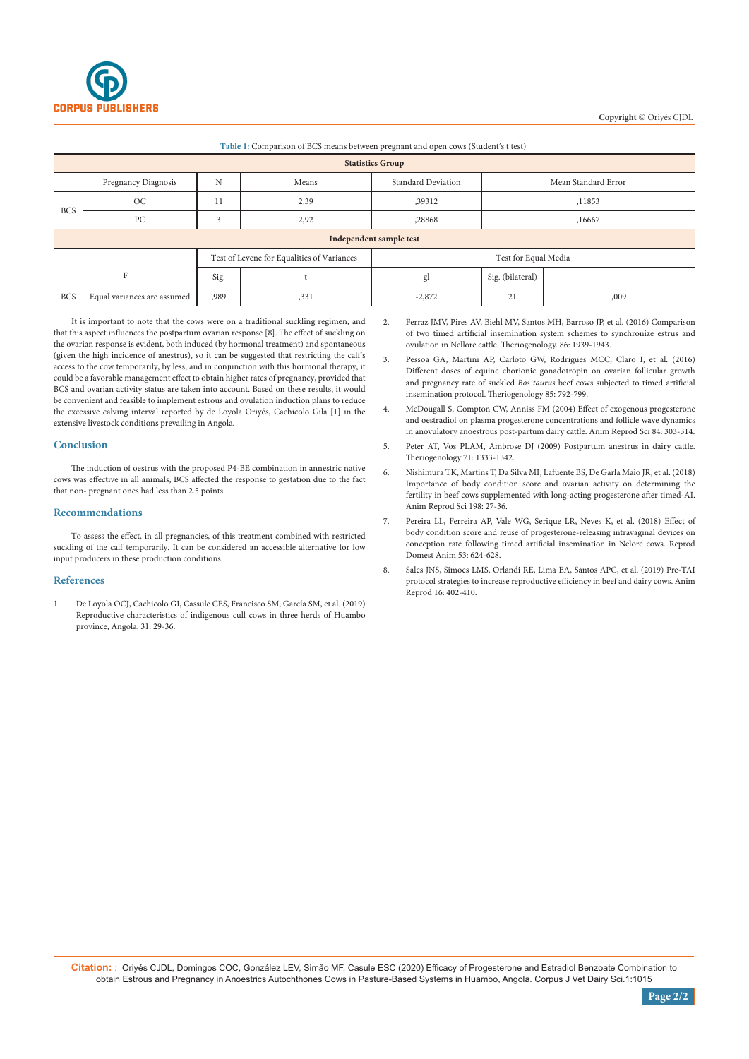Table 1: Comparison of BCS means between pregnant and open cows (Student's t test)

| Statistics Group | | | | | | |
|---|---|---|---|---|---|---|
| | Pregnancy Diagnosis | N | Means | Standard Deviation | Mean Standard Error | |
| BCS | OC | 11 | 2,39 | ,39312 | ,11853 | |
| | PC | 3 | 2,92 | ,28868 | ,16667 | |
| **Independent sample test** | | | | | | |
| F | | Test of Levene for Equalities of Variances | | Test for Equal Media | | |
| | | Sig. | t | gl | Sig. (bilateral) | |
| BCS | Equal variances are assumed | ,989 | ,331 | -2,872 | 21 | ,009 |

It is important to note that the cows were on a traditional suckling regimen, and that this aspect influences the postpartum ovarian response [8]. The effect of suckling on the ovarian response is evident, both induced (by hormonal treatment) and spontaneous (given the high incidence of anestrus), so it can be suggested that restricting the calf's access to the cow temporarily, by less, and in conjunction with this hormonal therapy, it could be a favorable management effect to obtain higher rates of pregnancy, provided that BCS and ovarian activity status are taken into account. Based on these results, it would be convenient and feasible to implement estrous and ovulation induction plans to reduce the excessive calving interval reported by de Loyola Oriyés, Cachicolo Gila [1] in the extensive livestock conditions prevailing in Angola.

## Conclusion

The induction of oestrus with the proposed P4-BE combination in annestric native cows was effective in all animals, BCS affected the response to gestation due to the fact that non- pregnant ones had less than 2.5 points.

## Recommendations

To assess the effect, in all pregnancies, of this treatment combined with restricted suckling of the calf temporarily. It can be considered an accessible alternative for low input producers in these production conditions.

## References

1. De Loyola OCJ, Cachicolo GI, Cassule CES, Francisco SM, García SM, et al. (2019) Reproductive characteristics of indigenous cull cows in three herds of Huambo province, Angola. 31: 29-36.
2. Ferraz JMV, Pires AV, Biehl MV, Santos MH, Barroso JP, et al. (2016) Comparison of two timed artificial insemination system schemes to synchronize estrus and ovulation in Nellore cattle. Theriogenology. 86: 1939-1943.
3. Pessoa GA, Martini AP, Carloto GW, Rodrigues MCC, Claro I, et al. (2016) Different doses of equine chorionic gonadotropin on ovarian follicular growth and pregnancy rate of suckled *Bos taurus* beef cows subjected to timed artificial insemination protocol. Theriogenology 85: 792-799.
4. McDougall S, Compton CW, Anniss FM (2004) Effect of exogenous progesterone and oestradiol on plasma progesterone concentrations and follicle wave dynamics in anovulatory anoestrous post-partum dairy cattle. Anim Reprod Sci 84: 303-314.
5. Peter AT, Vos PLAM, Ambrose DJ (2009) Postpartum anestrus in dairy cattle. Theriogenology 71: 1333-1342.
6. Nishimura TK, Martins T, Da Silva MI, Lafuente BS, De Garla Maio JR, et al. (2018) Importance of body condition score and ovarian activity on determining the fertility in beef cows supplemented with long-acting progesterone after timed-AI. Anim Reprod Sci 198: 27-36.
7. Pereira LL, Ferreira AP, Vale WG, Serique LR, Neves K, et al. (2018) Effect of body condition score and reuse of progesterone-releasing intravaginal devices on conception rate following timed artificial insemination in Nelore cows. Reprod Domest Anim 53: 624-628.
8. Sales JNS, Simoes LMS, Orlandi RE, Lima EA, Santos APC, et al. (2019) Pre-TAI protocol strategies to increase reproductive efficiency in beef and dairy cows. Anim Reprod 16: 402-410.